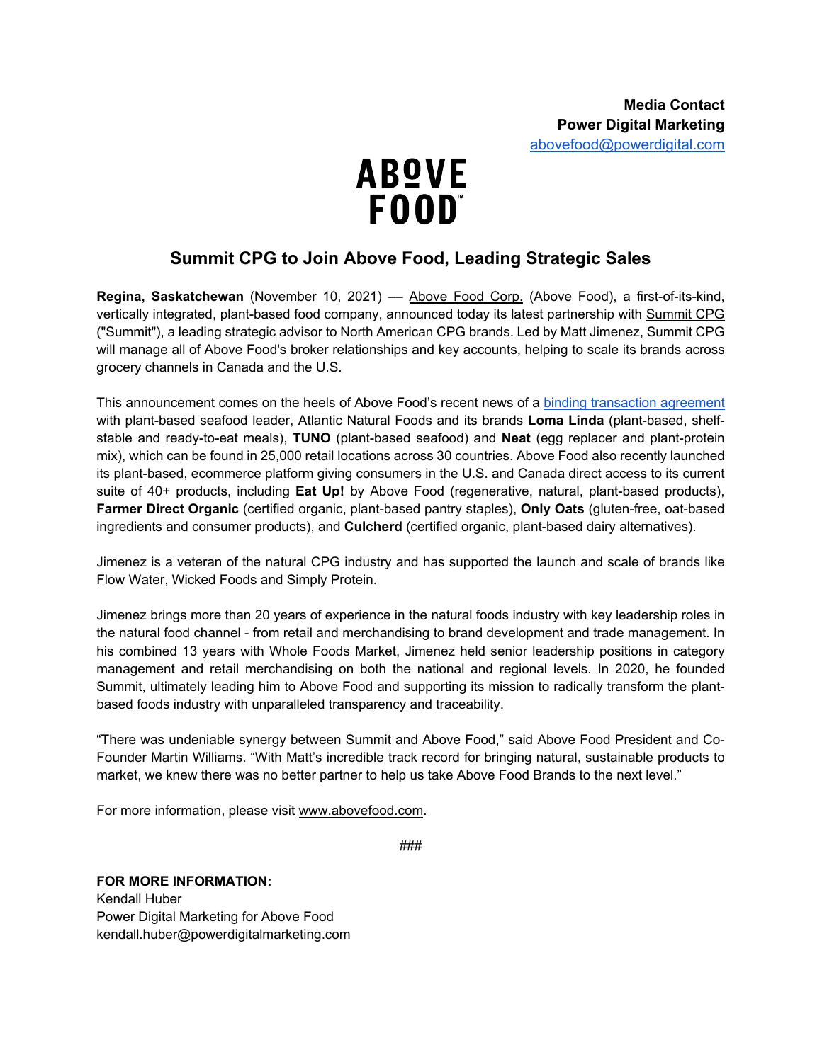**Media Contact**
**Power Digital Marketing**
abovefood@powerdigital.com

ABOVE FOOD™

# Summit CPG to Join Above Food, Leading Strategic Sales

**Regina, Saskatchewan** (November 10, 2021) — Above Food Corp. (Above Food), a first-of-its-kind, vertically integrated, plant-based food company, announced today its latest partnership with Summit CPG ("Summit"), a leading strategic advisor to North American CPG brands. Led by Matt Jimenez, Summit CPG will manage all of Above Food's broker relationships and key accounts, helping to scale its brands across grocery channels in Canada and the U.S.

This announcement comes on the heels of Above Food's recent news of a binding transaction agreement with plant-based seafood leader, Atlantic Natural Foods and its brands **Loma Linda** (plant-based, shelf-stable and ready-to-eat meals), **TUNO** (plant-based seafood) and **Neat** (egg replacer and plant-protein mix), which can be found in 25,000 retail locations across 30 countries. Above Food also recently launched its plant-based, ecommerce platform giving consumers in the U.S. and Canada direct access to its current suite of 40+ products, including **Eat Up!** by Above Food (regenerative, natural, plant-based products), **Farmer Direct Organic** (certified organic, plant-based pantry staples), **Only Oats** (gluten-free, oat-based ingredients and consumer products), and **Culcherd** (certified organic, plant-based dairy alternatives).

Jimenez is a veteran of the natural CPG industry and has supported the launch and scale of brands like Flow Water, Wicked Foods and Simply Protein.

Jimenez brings more than 20 years of experience in the natural foods industry with key leadership roles in the natural food channel - from retail and merchandising to brand development and trade management. In his combined 13 years with Whole Foods Market, Jimenez held senior leadership positions in category management and retail merchandising on both the national and regional levels. In 2020, he founded Summit, ultimately leading him to Above Food and supporting its mission to radically transform the plant-based foods industry with unparalleled transparency and traceability.

"There was undeniable synergy between Summit and Above Food," said Above Food President and Co-Founder Martin Williams. "With Matt's incredible track record for bringing natural, sustainable products to market, we knew there was no better partner to help us take Above Food Brands to the next level."

For more information, please visit www.abovefood.com.

###

**FOR MORE INFORMATION:**
Kendall Huber
Power Digital Marketing for Above Food
kendall.huber@powerdigitalmarketing.com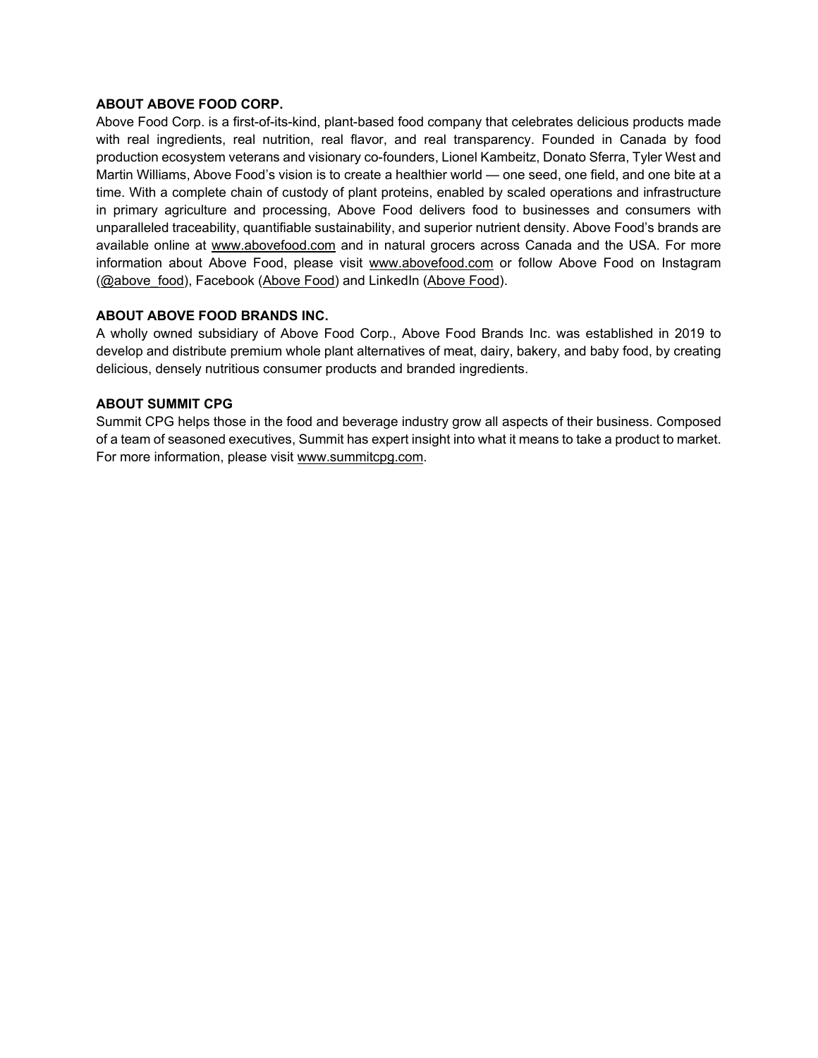**ABOUT ABOVE FOOD CORP.**

Above Food Corp. is a first-of-its-kind, plant-based food company that celebrates delicious products made with real ingredients, real nutrition, real flavor, and real transparency. Founded in Canada by food production ecosystem veterans and visionary co-founders, Lionel Kambeitz, Donato Sferra, Tyler West and Martin Williams, Above Food's vision is to create a healthier world — one seed, one field, and one bite at a time. With a complete chain of custody of plant proteins, enabled by scaled operations and infrastructure in primary agriculture and processing, Above Food delivers food to businesses and consumers with unparalleled traceability, quantifiable sustainability, and superior nutrient density. Above Food's brands are available online at www.abovefood.com and in natural grocers across Canada and the USA. For more information about Above Food, please visit www.abovefood.com or follow Above Food on Instagram (@above_food), Facebook (Above Food) and LinkedIn (Above Food).

**ABOUT ABOVE FOOD BRANDS INC.**

A wholly owned subsidiary of Above Food Corp., Above Food Brands Inc. was established in 2019 to develop and distribute premium whole plant alternatives of meat, dairy, bakery, and baby food, by creating delicious, densely nutritious consumer products and branded ingredients.

**ABOUT SUMMIT CPG**

Summit CPG helps those in the food and beverage industry grow all aspects of their business. Composed of a team of seasoned executives, Summit has expert insight into what it means to take a product to market. For more information, please visit www.summitcpg.com.